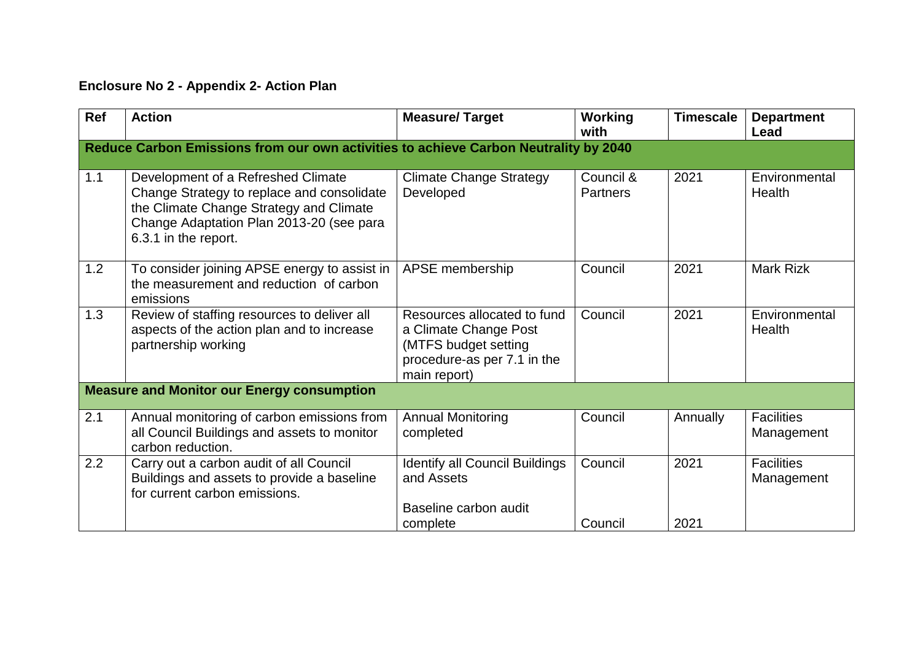**Enclosure No 2 - Appendix 2- Action Plan**

| Ref | Action | Measure/ Target | Working with | Timescale | Department Lead |
|---|---|---|---|---|---|
| **Reduce Carbon Emissions from our own activities to achieve Carbon Neutrality by 2040** | | | | | |
| 1.1 | Development of a Refreshed Climate Change Strategy to replace and consolidate the Climate Change Strategy and Climate Change Adaptation Plan 2013-20 (see para 6.3.1 in the report. | Climate Change Strategy Developed | Council & Partners | 2021 | Environmental Health |
| 1.2 | To consider joining APSE energy to assist in the measurement and reduction of carbon emissions | APSE membership | Council | 2021 | Mark Rizk |
| 1.3 | Review of staffing resources to deliver all aspects of the action plan and to increase partnership working | Resources allocated to fund a Climate Change Post (MTFS budget setting procedure-as per 7.1 in the main report) | Council | 2021 | Environmental Health |
| **Measure and Monitor our Energy consumption** | | | | | |
| 2.1 | Annual monitoring of carbon emissions from all Council Buildings and assets to monitor carbon reduction. | Annual Monitoring completed | Council | Annually | Facilities Management |
| 2.2 | Carry out a carbon audit of all Council Buildings and assets to provide a baseline for current carbon emissions. | Identify all Council Buildings and Assets<br><br>Baseline carbon audit complete | Council<br><br>Council | 2021<br><br>2021 | Facilities Management |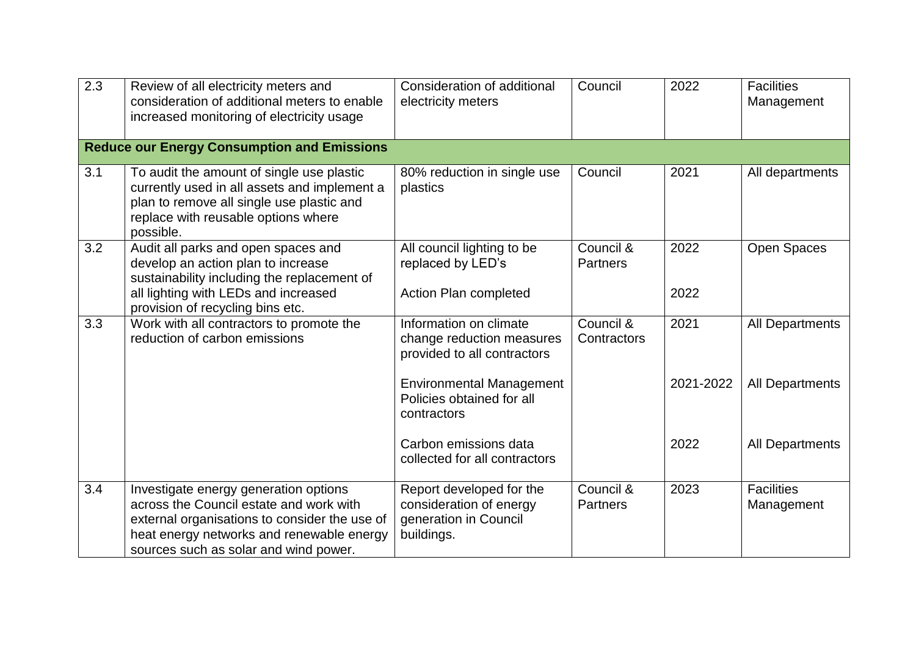| | | | | | |
|---|---|---|---|---|---|
| 2.3 | Review of all electricity meters and consideration of additional meters to enable increased monitoring of electricity usage | Consideration of additional electricity meters | Council | 2022 | Facilities Management |
| **Reduce our Energy Consumption and Emissions** | | | | | |
| 3.1 | To audit the amount of single use plastic currently used in all assets and implement a plan to remove all single use plastic and replace with reusable options where possible. | 80% reduction in single use plastics | Council | 2021 | All departments |
| 3.2 | Audit all parks and open spaces and develop an action plan to increase sustainability including the replacement of all lighting with LEDs and increased provision of recycling bins etc. | All council lighting to be replaced by LED's<br><br>Action Plan completed | Council & Partners | 2022<br><br>2022 | Open Spaces |
| 3.3 | Work with all contractors to promote the reduction of carbon emissions | Information on climate change reduction measures provided to all contractors<br><br>Environmental Management Policies obtained for all contractors<br><br>Carbon emissions data collected for all contractors | Council & Contractors | 2021<br><br>2021-2022<br><br>2022 | All Departments<br><br>All Departments<br><br>All Departments |
| 3.4 | Investigate energy generation options across the Council estate and work with external organisations to consider the use of heat energy networks and renewable energy sources such as solar and wind power. | Report developed for the consideration of energy generation in Council buildings. | Council & Partners | 2023 | Facilities Management |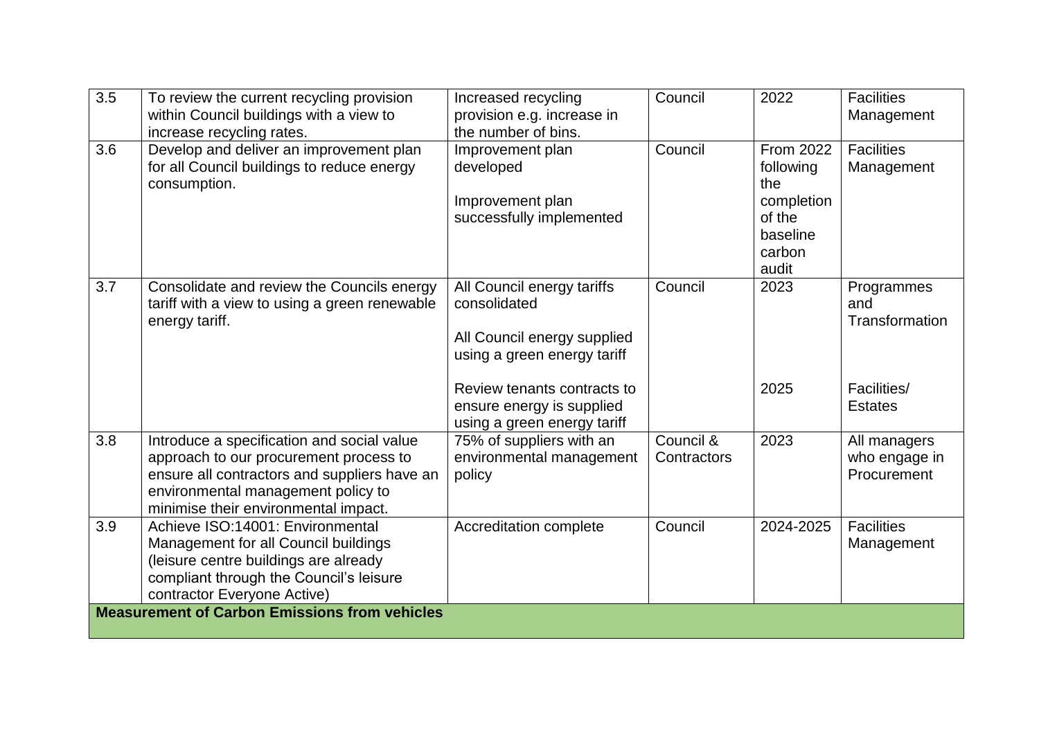| | | | | | |
|---|---|---|---|---|---|
| 3.5 | To review the current recycling provision within Council buildings with a view to increase recycling rates. | Increased recycling provision e.g. increase in the number of bins. | Council | 2022 | Facilities Management |
| 3.6 | Develop and deliver an improvement plan for all Council buildings to reduce energy consumption. | Improvement plan developed<br><br>Improvement plan successfully implemented | Council | From 2022 following the completion of the baseline carbon audit | Facilities Management |
| 3.7 | Consolidate and review the Councils energy tariff with a view to using a green renewable energy tariff. | All Council energy tariffs consolidated<br><br>All Council energy supplied using a green energy tariff<br><br>Review tenants contracts to ensure energy is supplied using a green energy tariff | Council | 2023<br><br><br><br>2025 | Programmes and Transformation<br><br><br>Facilities/ Estates |
| 3.8 | Introduce a specification and social value approach to our procurement process to ensure all contractors and suppliers have an environmental management policy to minimise their environmental impact. | 75% of suppliers with an environmental management policy | Council & Contractors | 2023 | All managers who engage in Procurement |
| 3.9 | Achieve ISO:14001: Environmental Management for all Council buildings (leisure centre buildings are already compliant through the Council's leisure contractor Everyone Active) | Accreditation complete | Council | 2024-2025 | Facilities Management |
| **Measurement of Carbon Emissions from vehicles** | | | | | |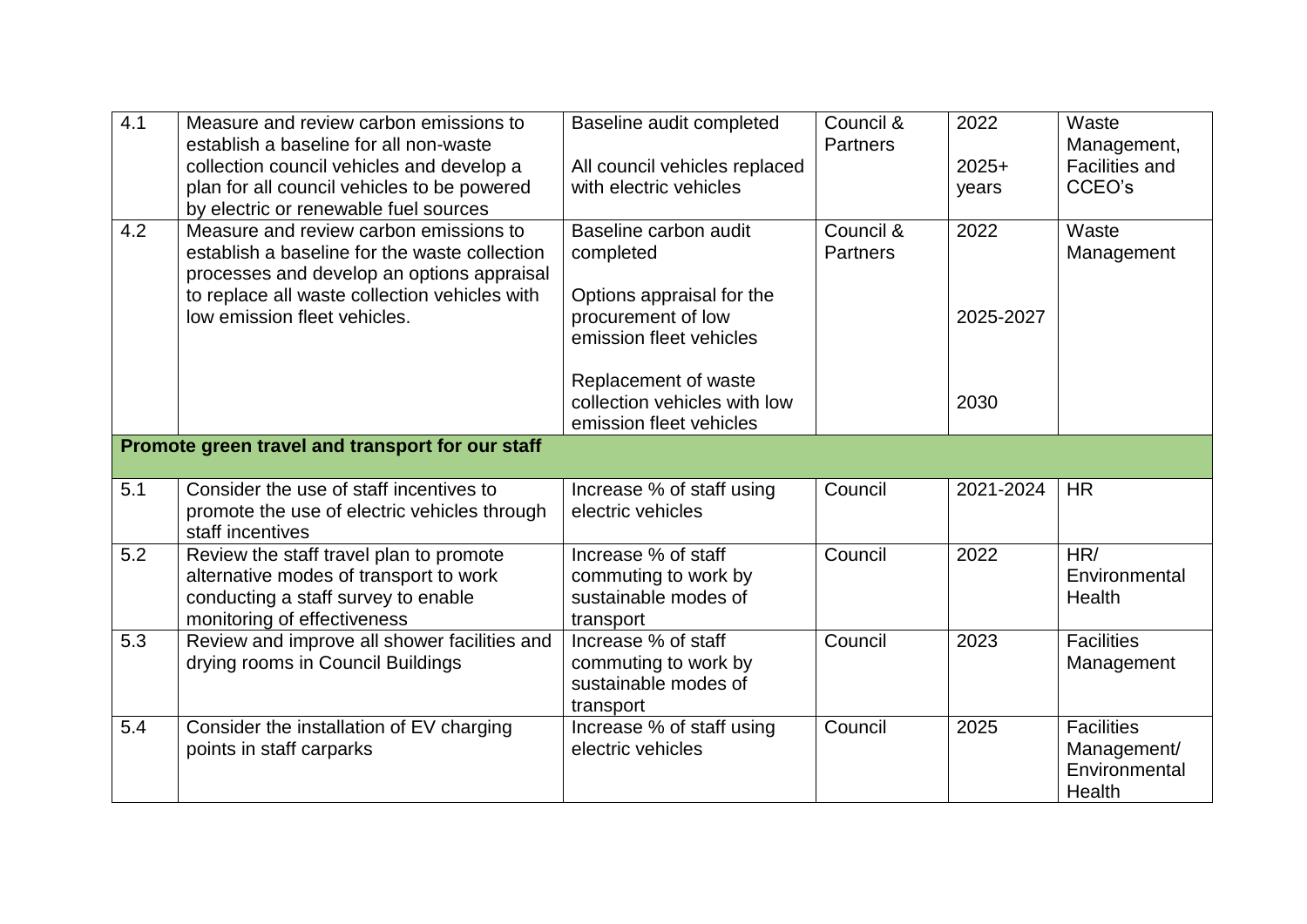| | | | | | |
|---|---|---|---|---|---|
| 4.1 | Measure and review carbon emissions to establish a baseline for all non-waste collection council vehicles and develop a plan for all council vehicles to be powered by electric or renewable fuel sources | Baseline audit completed<br><br>All council vehicles replaced with electric vehicles | Council & Partners | 2022<br><br>2025+ years | Waste Management, Facilities and CCEO's |
| 4.2 | Measure and review carbon emissions to establish a baseline for the waste collection processes and develop an options appraisal to replace all waste collection vehicles with low emission fleet vehicles. | Baseline carbon audit completed<br><br>Options appraisal for the procurement of low emission fleet vehicles<br><br>Replacement of waste collection vehicles with low emission fleet vehicles | Council & Partners | 2022<br><br>2025-2027<br><br>2030 | Waste Management |
| **Promote green travel and transport for our staff** | | | | | |
| 5.1 | Consider the use of staff incentives to promote the use of electric vehicles through staff incentives | Increase % of staff using electric vehicles | Council | 2021-2024 | HR |
| 5.2 | Review the staff travel plan to promote alternative modes of transport to work conducting a staff survey to enable monitoring of effectiveness | Increase % of staff commuting to work by sustainable modes of transport | Council | 2022 | HR/ Environmental Health |
| 5.3 | Review and improve all shower facilities and drying rooms in Council Buildings | Increase % of staff commuting to work by sustainable modes of transport | Council | 2023 | Facilities Management |
| 5.4 | Consider the installation of EV charging points in staff carparks | Increase % of staff using electric vehicles | Council | 2025 | Facilities Management/ Environmental Health |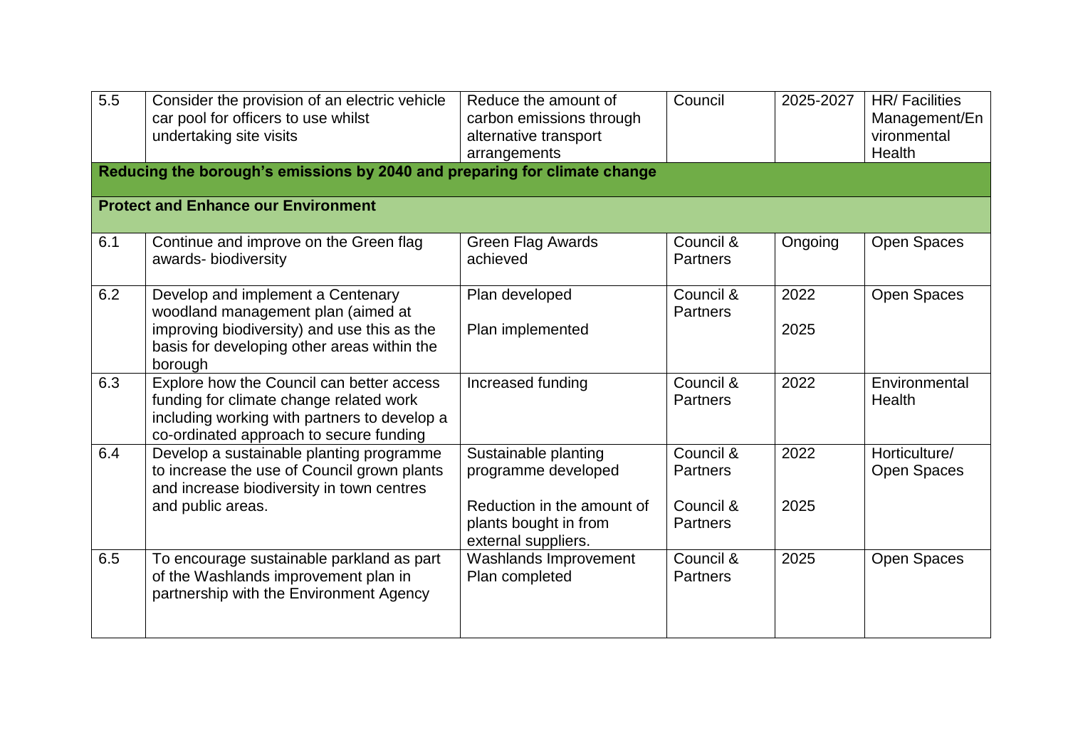| 5.5 | Consider the provision of an electric vehicle car pool for officers to use whilst undertaking site visits | Reduce the amount of carbon emissions through alternative transport arrangements | Council | 2025-2027 | HR/ Facilities Management/Environmental Health |
|---|---|---|---|---|---|
| **Reducing the borough's emissions by 2040 and preparing for climate change** | | | | | |
| **Protect and Enhance our Environment** | | | | | |
| 6.1 | Continue and improve on the Green flag awards- biodiversity | Green Flag Awards achieved | Council & Partners | Ongoing | Open Spaces |
| 6.2 | Develop and implement a Centenary woodland management plan (aimed at improving biodiversity) and use this as the basis for developing other areas within the borough | Plan developed<br><br>Plan implemented | Council & Partners | 2022<br><br>2025 | Open Spaces |
| 6.3 | Explore how the Council can better access funding for climate change related work including working with partners to develop a co-ordinated approach to secure funding | Increased funding | Council & Partners | 2022 | Environmental Health |
| 6.4 | Develop a sustainable planting programme to increase the use of Council grown plants and increase biodiversity in town centres and public areas. | Sustainable planting programme developed<br><br>Reduction in the amount of plants bought in from external suppliers. | Council & Partners<br><br>Council & Partners | 2022<br><br>2025 | Horticulture/ Open Spaces |
| 6.5 | To encourage sustainable parkland as part of the Washlands improvement plan in partnership with the Environment Agency | Washlands Improvement Plan completed | Council & Partners | 2025 | Open Spaces |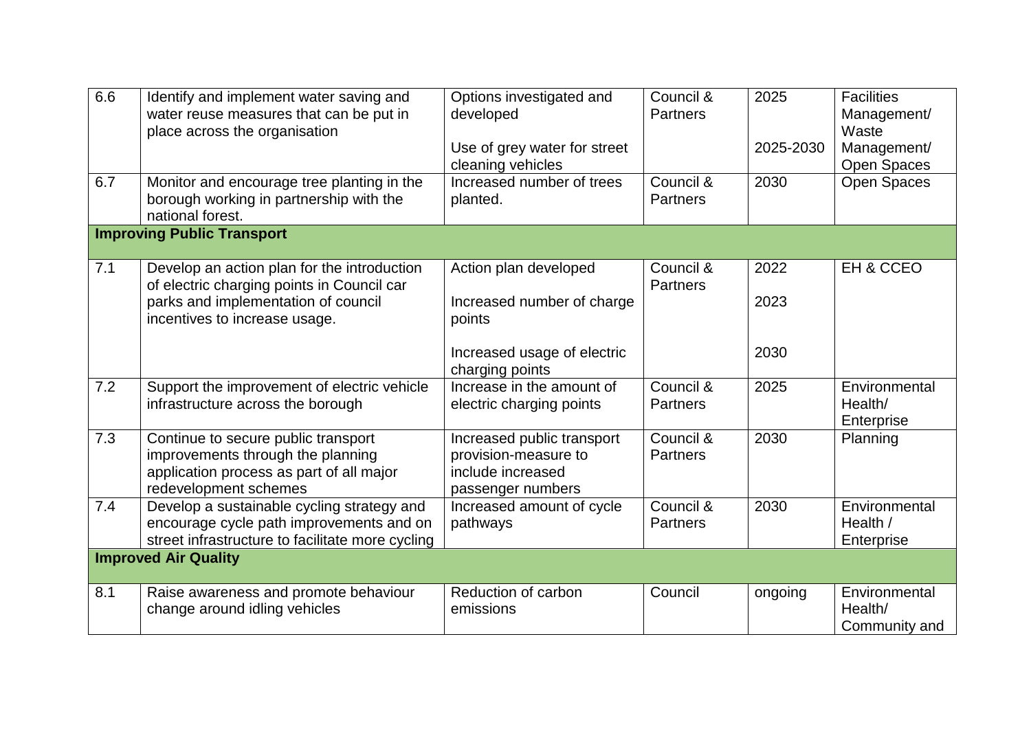| 6.6 | Identify and implement water saving and water reuse measures that can be put in place across the organisation | Options investigated and developed<br><br>Use of grey water for street cleaning vehicles | Council & Partners | 2025<br><br>2025-2030 | Facilities Management/ Waste Management/ Open Spaces |
|---|---|---|---|---|---|
| 6.7 | Monitor and encourage tree planting in the borough working in partnership with the national forest. | Increased number of trees planted. | Council & Partners | 2030 | Open Spaces |
| **Improving Public Transport** | | | | | |
| 7.1 | Develop an action plan for the introduction of electric charging points in Council car parks and implementation of council incentives to increase usage. | Action plan developed<br><br>Increased number of charge points<br><br>Increased usage of electric charging points | Council & Partners | 2022<br><br>2023<br><br>2030 | EH & CCEO |
| 7.2 | Support the improvement of electric vehicle infrastructure across the borough | Increase in the amount of electric charging points | Council & Partners | 2025 | Environmental Health/ Enterprise |
| 7.3 | Continue to secure public transport improvements through the planning application process as part of all major redevelopment schemes | Increased public transport provision-measure to include increased passenger numbers | Council & Partners | 2030 | Planning |
| 7.4 | Develop a sustainable cycling strategy and encourage cycle path improvements and on street infrastructure to facilitate more cycling | Increased amount of cycle pathways | Council & Partners | 2030 | Environmental Health / Enterprise |
| **Improved Air Quality** | | | | | |
| 8.1 | Raise awareness and promote behaviour change around idling vehicles | Reduction of carbon emissions | Council | ongoing | Environmental Health/ Community and |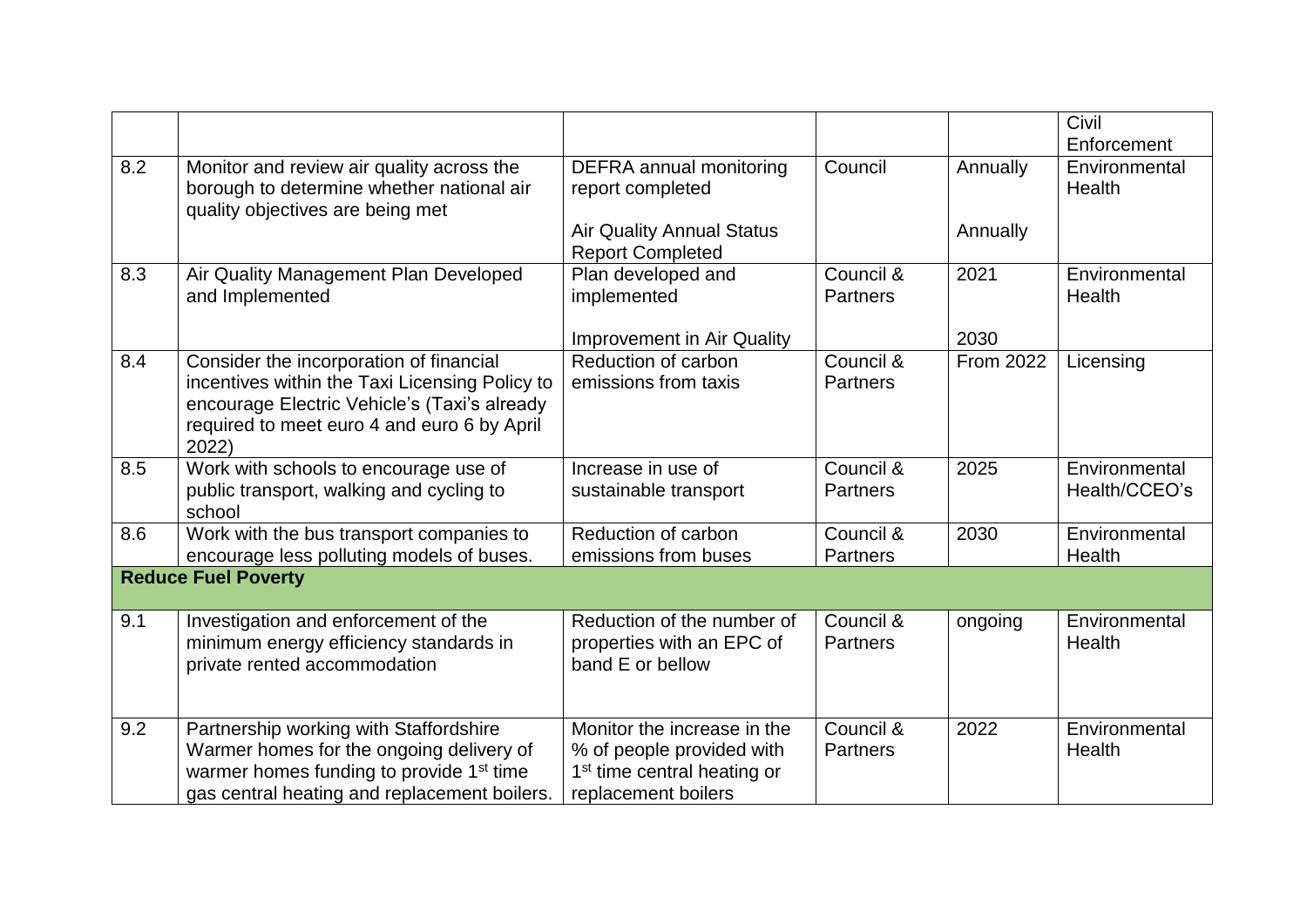| | | | | | |
|---|---|---|---|---|---|
| | | | | | Civil Enforcement |
| 8.2 | Monitor and review air quality across the borough to determine whether national air quality objectives are being met | DEFRA annual monitoring report completed<br><br>Air Quality Annual Status Report Completed | Council | Annually<br><br>Annually | Environmental Health |
| 8.3 | Air Quality Management Plan Developed and Implemented | Plan developed and implemented<br><br>Improvement in Air Quality | Council & Partners | 2021<br><br>2030 | Environmental Health |
| 8.4 | Consider the incorporation of financial incentives within the Taxi Licensing Policy to encourage Electric Vehicle's (Taxi's already required to meet euro 4 and euro 6 by April 2022) | Reduction of carbon emissions from taxis | Council & Partners | From 2022 | Licensing |
| 8.5 | Work with schools to encourage use of public transport, walking and cycling to school | Increase in use of sustainable transport | Council & Partners | 2025 | Environmental Health/CCEO's |
| 8.6 | Work with the bus transport companies to encourage less polluting models of buses. | Reduction of carbon emissions from buses | Council & Partners | 2030 | Environmental Health |
| **Reduce Fuel Poverty** | | | | | |
| 9.1 | Investigation and enforcement of the minimum energy efficiency standards in private rented accommodation | Reduction of the number of properties with an EPC of band E or bellow | Council & Partners | ongoing | Environmental Health |
| 9.2 | Partnership working with Staffordshire Warmer homes for the ongoing delivery of warmer homes funding to provide 1st time gas central heating and replacement boilers. | Monitor the increase in the % of people provided with 1st time central heating or replacement boilers | Council & Partners | 2022 | Environmental Health |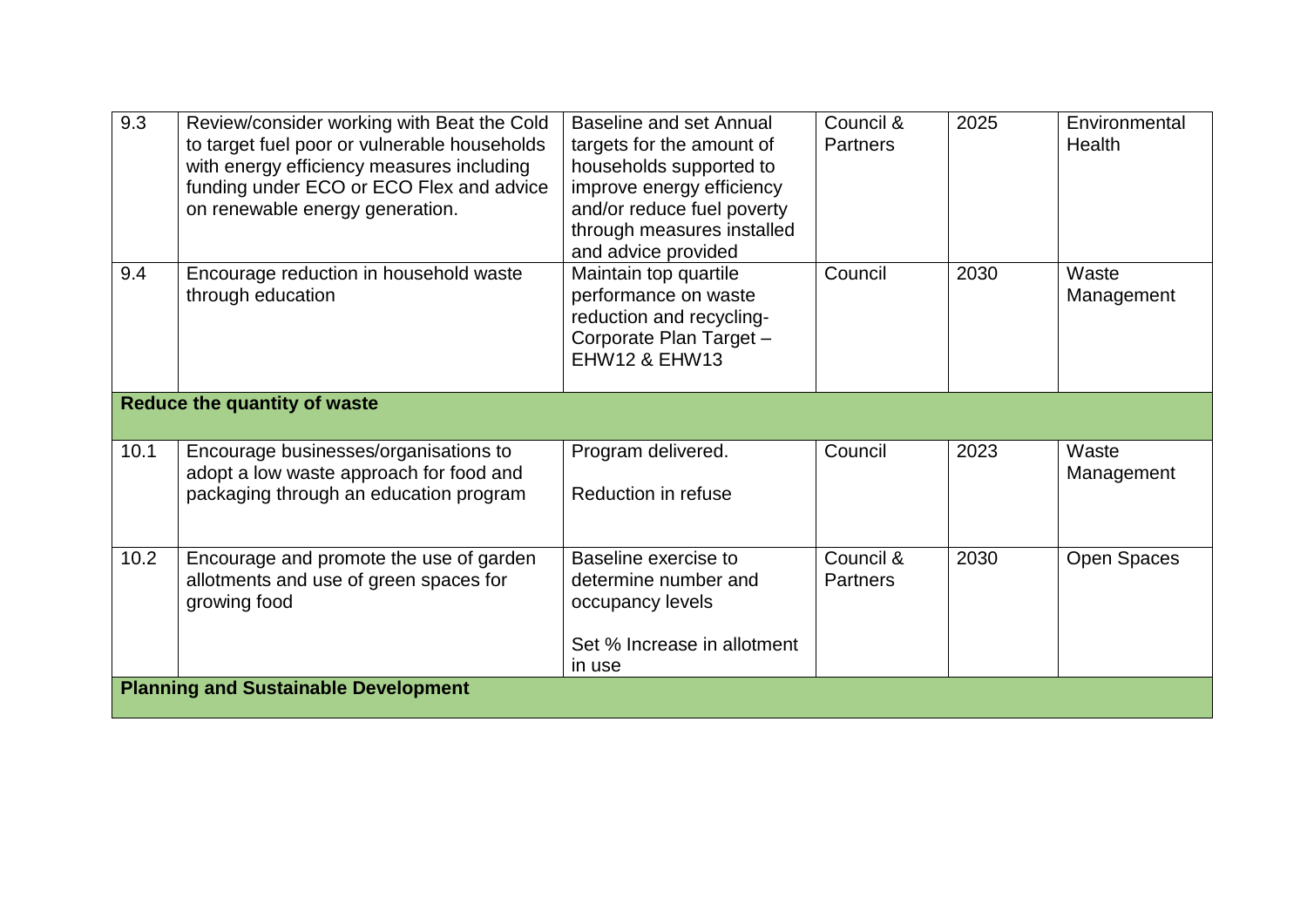| | | | | | |
|---|---|---|---|---|---|
| 9.3 | Review/consider working with Beat the Cold to target fuel poor or vulnerable households with energy efficiency measures including funding under ECO or ECO Flex and advice on renewable energy generation. | Baseline and set Annual targets for the amount of households supported to improve energy efficiency and/or reduce fuel poverty through measures installed and advice provided | Council & Partners | 2025 | Environmental Health |
| 9.4 | Encourage reduction in household waste through education | Maintain top quartile performance on waste reduction and recycling- Corporate Plan Target – EHW12 & EHW13 | Council | 2030 | Waste Management |
| **Reduce the quantity of waste** | | | | | |
| 10.1 | Encourage businesses/organisations to adopt a low waste approach for food and packaging through an education program | Program delivered.<br><br>Reduction in refuse | Council | 2023 | Waste Management |
| 10.2 | Encourage and promote the use of garden allotments and use of green spaces for growing food | Baseline exercise to determine number and occupancy levels<br><br>Set % Increase in allotment in use | Council & Partners | 2030 | Open Spaces |
| **Planning and Sustainable Development** | | | | | |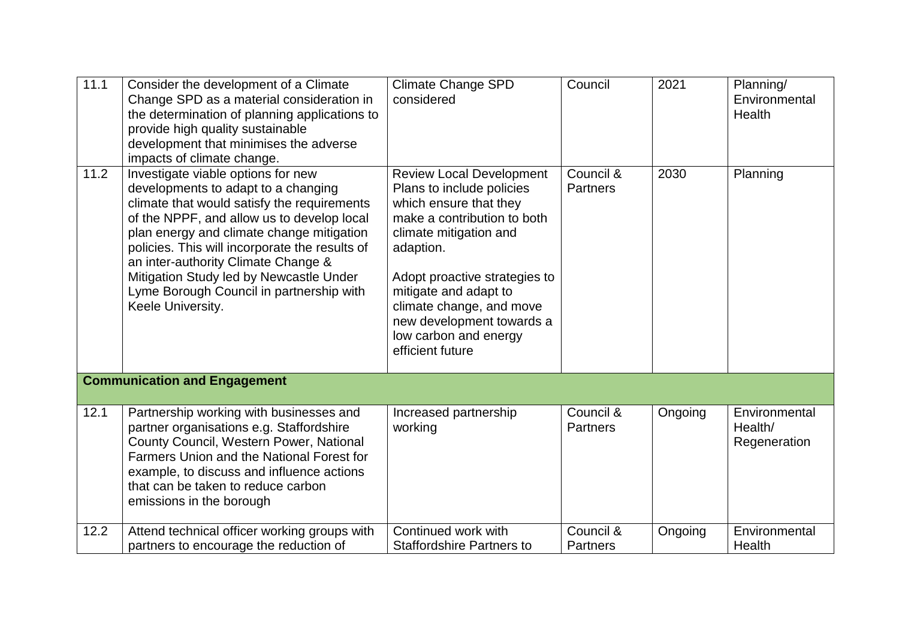| | | | | | |
|---|---|---|---|---|---|
| 11.1 | Consider the development of a Climate Change SPD as a material consideration in the determination of planning applications to provide high quality sustainable development that minimises the adverse impacts of climate change. | Climate Change SPD considered | Council | 2021 | Planning/ Environmental Health |
| 11.2 | Investigate viable options for new developments to adapt to a changing climate that would satisfy the requirements of the NPPF, and allow us to develop local plan energy and climate change mitigation policies. This will incorporate the results of an inter-authority Climate Change & Mitigation Study led by Newcastle Under Lyme Borough Council in partnership with Keele University. | Review Local Development Plans to include policies which ensure that they make a contribution to both climate mitigation and adaption.<br><br>Adopt proactive strategies to mitigate and adapt to climate change, and move new development towards a low carbon and energy efficient future | Council & Partners | 2030 | Planning |
| **Communication and Engagement** | | | | | |
| 12.1 | Partnership working with businesses and partner organisations e.g. Staffordshire County Council, Western Power, National Farmers Union and the National Forest for example, to discuss and influence actions that can be taken to reduce carbon emissions in the borough | Increased partnership working | Council & Partners | Ongoing | Environmental Health/ Regeneration |
| 12.2 | Attend technical officer working groups with partners to encourage the reduction of | Continued work with Staffordshire Partners to | Council & Partners | Ongoing | Environmental Health |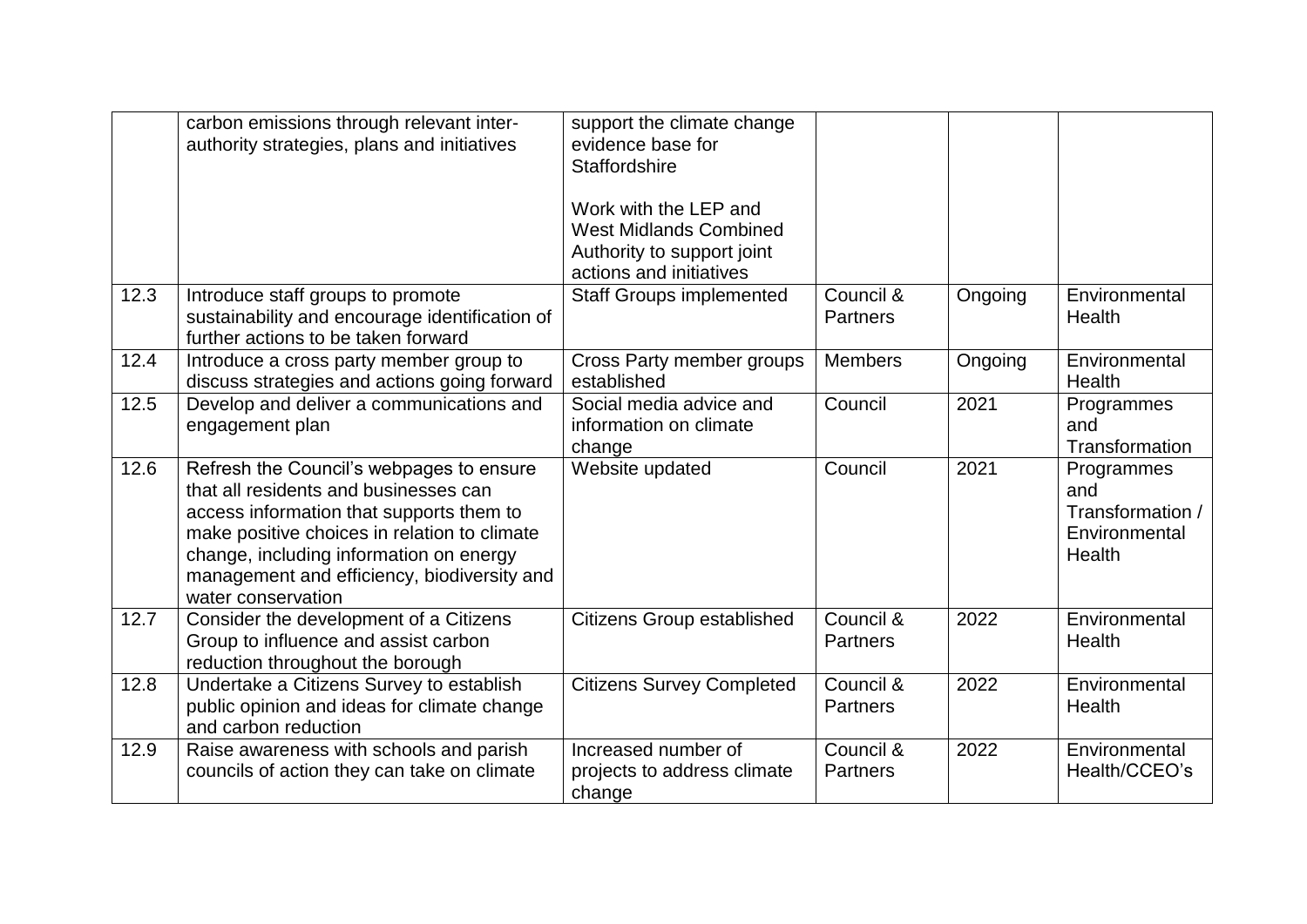| | | | | | |
|---|---|---|---|---|---|
| | carbon emissions through relevant inter-authority strategies, plans and initiatives | support the climate change evidence base for Staffordshire<br><br>Work with the LEP and West Midlands Combined Authority to support joint actions and initiatives | | | |
| 12.3 | Introduce staff groups to promote sustainability and encourage identification of further actions to be taken forward | Staff Groups implemented | Council & Partners | Ongoing | Environmental Health |
| 12.4 | Introduce a cross party member group to discuss strategies and actions going forward | Cross Party member groups established | Members | Ongoing | Environmental Health |
| 12.5 | Develop and deliver a communications and engagement plan | Social media advice and information on climate change | Council | 2021 | Programmes and Transformation |
| 12.6 | Refresh the Council's webpages to ensure that all residents and businesses can access information that supports them to make positive choices in relation to climate change, including information on energy management and efficiency, biodiversity and water conservation | Website updated | Council | 2021 | Programmes and Transformation / Environmental Health |
| 12.7 | Consider the development of a Citizens Group to influence and assist carbon reduction throughout the borough | Citizens Group established | Council & Partners | 2022 | Environmental Health |
| 12.8 | Undertake a Citizens Survey to establish public opinion and ideas for climate change and carbon reduction | Citizens Survey Completed | Council & Partners | 2022 | Environmental Health |
| 12.9 | Raise awareness with schools and parish councils of action they can take on climate | Increased number of projects to address climate change | Council & Partners | 2022 | Environmental Health/CCEO's |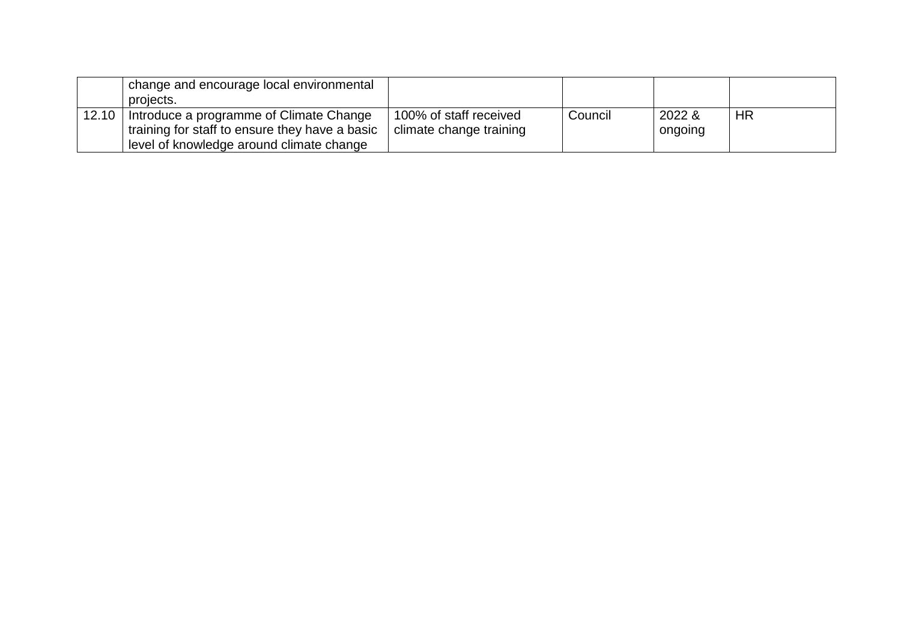| | | | | | |
|---|---|---|---|---|---|
| | change and encourage local environmental projects. | | | | |
| 12.10 | Introduce a programme of Climate Change training for staff to ensure they have a basic level of knowledge around climate change | 100% of staff received climate change training | Council | 2022 & ongoing | HR |